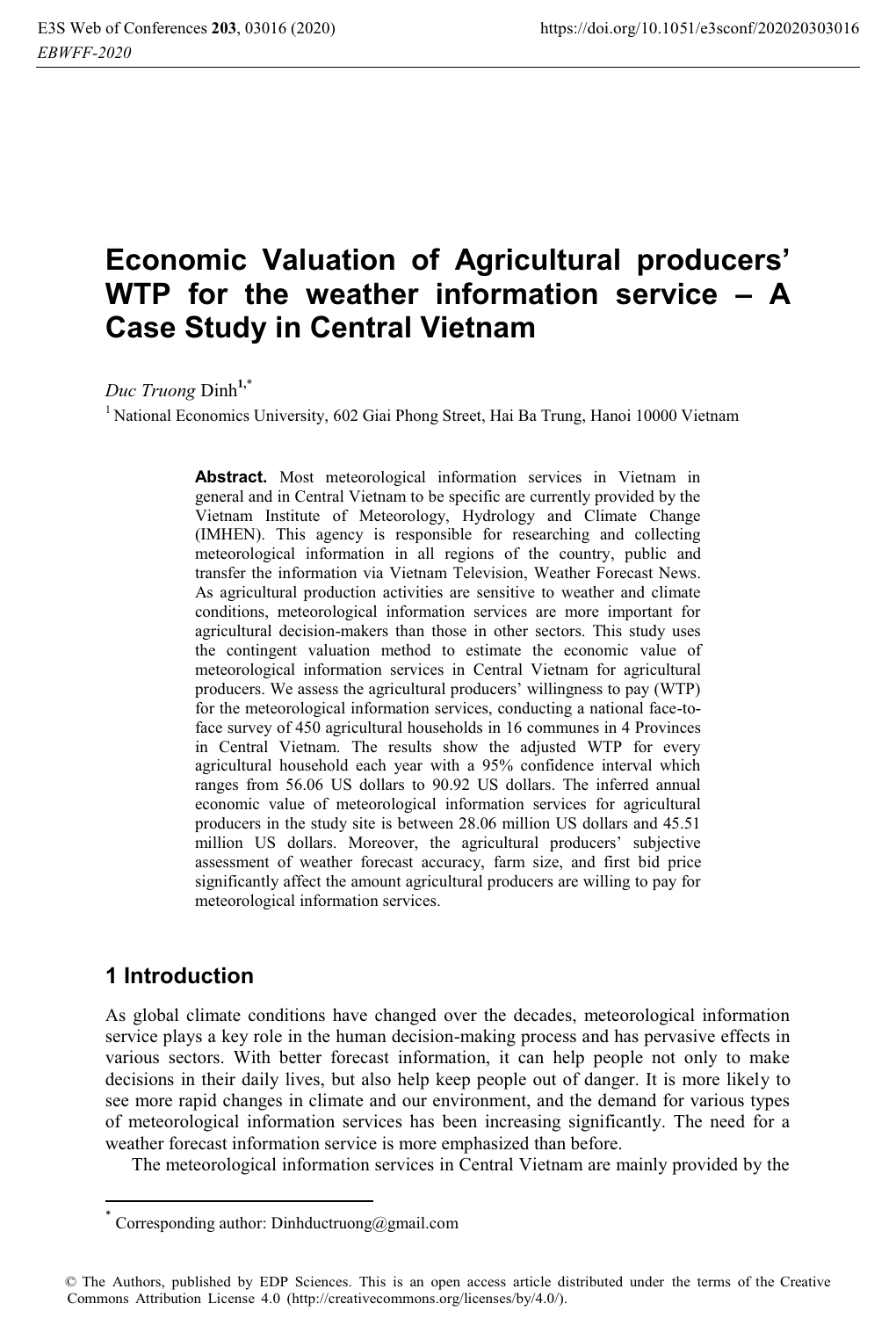# Economic Valuation of Agricultural producers' WTP for the weather information service – A Case Study in Central Vietnam

*Duc Truong* Dinh[1,*]

[1] National Economics University, 602 Giai Phong Street, Hai Ba Trung, Hanoi 10000 Vietnam

**Abstract.** Most meteorological information services in Vietnam in general and in Central Vietnam to be specific are currently provided by the Vietnam Institute of Meteorology, Hydrology and Climate Change (IMHEN). This agency is responsible for researching and collecting meteorological information in all regions of the country, public and transfer the information via Vietnam Television, Weather Forecast News. As agricultural production activities are sensitive to weather and climate conditions, meteorological information services are more important for agricultural decision-makers than those in other sectors. This study uses the contingent valuation method to estimate the economic value of meteorological information services in Central Vietnam for agricultural producers. We assess the agricultural producers' willingness to pay (WTP) for the meteorological information services, conducting a national face-to-face survey of 450 agricultural households in 16 communes in 4 Provinces in Central Vietnam. The results show the adjusted WTP for every agricultural household each year with a 95% confidence interval which ranges from 56.06 US dollars to 90.92 US dollars. The inferred annual economic value of meteorological information services for agricultural producers in the study site is between 28.06 million US dollars and 45.51 million US dollars. Moreover, the agricultural producers' subjective assessment of weather forecast accuracy, farm size, and first bid price significantly affect the amount agricultural producers are willing to pay for meteorological information services.

## 1 Introduction

As global climate conditions have changed over the decades, meteorological information service plays a key role in the human decision-making process and has pervasive effects in various sectors. With better forecast information, it can help people not only to make decisions in their daily lives, but also help keep people out of danger. It is more likely to see more rapid changes in climate and our environment, and the demand for various types of meteorological information services has been increasing significantly. The need for a weather forecast information service is more emphasized than before.

The meteorological information services in Central Vietnam are mainly provided by the

---

[*] Corresponding author: Dinhductruong@gmail.com

© The Authors, published by EDP Sciences. This is an open access article distributed under the terms of the Creative Commons Attribution License 4.0 (http://creativecommons.org/licenses/by/4.0/).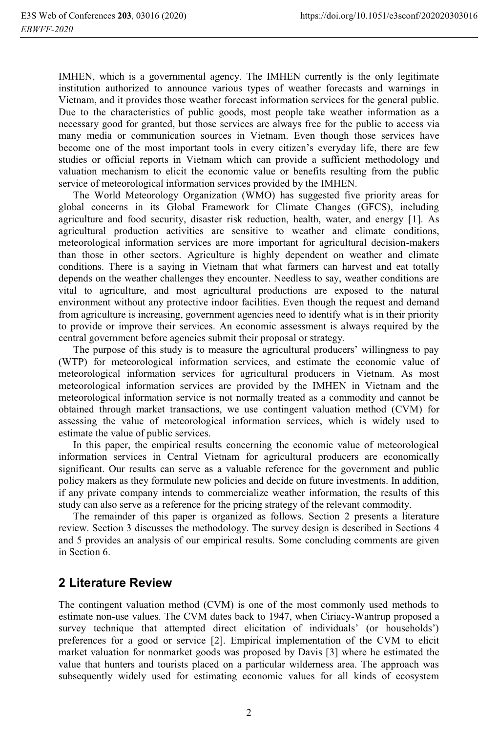IMHEN, which is a governmental agency. The IMHEN currently is the only legitimate institution authorized to announce various types of weather forecasts and warnings in Vietnam, and it provides those weather forecast information services for the general public. Due to the characteristics of public goods, most people take weather information as a necessary good for granted, but those services are always free for the public to access via many media or communication sources in Vietnam. Even though those services have become one of the most important tools in every citizen's everyday life, there are few studies or official reports in Vietnam which can provide a sufficient methodology and valuation mechanism to elicit the economic value or benefits resulting from the public service of meteorological information services provided by the IMHEN.

The World Meteorology Organization (WMO) has suggested five priority areas for global concerns in its Global Framework for Climate Changes (GFCS), including agriculture and food security, disaster risk reduction, health, water, and energy [1]. As agricultural production activities are sensitive to weather and climate conditions, meteorological information services are more important for agricultural decision-makers than those in other sectors. Agriculture is highly dependent on weather and climate conditions. There is a saying in Vietnam that what farmers can harvest and eat totally depends on the weather challenges they encounter. Needless to say, weather conditions are vital to agriculture, and most agricultural productions are exposed to the natural environment without any protective indoor facilities. Even though the request and demand from agriculture is increasing, government agencies need to identify what is in their priority to provide or improve their services. An economic assessment is always required by the central government before agencies submit their proposal or strategy.

The purpose of this study is to measure the agricultural producers' willingness to pay (WTP) for meteorological information services, and estimate the economic value of meteorological information services for agricultural producers in Vietnam. As most meteorological information services are provided by the IMHEN in Vietnam and the meteorological information service is not normally treated as a commodity and cannot be obtained through market transactions, we use contingent valuation method (CVM) for assessing the value of meteorological information services, which is widely used to estimate the value of public services.

In this paper, the empirical results concerning the economic value of meteorological information services in Central Vietnam for agricultural producers are economically significant. Our results can serve as a valuable reference for the government and public policy makers as they formulate new policies and decide on future investments. In addition, if any private company intends to commercialize weather information, the results of this study can also serve as a reference for the pricing strategy of the relevant commodity.

The remainder of this paper is organized as follows. Section 2 presents a literature review. Section 3 discusses the methodology. The survey design is described in Sections 4 and 5 provides an analysis of our empirical results. Some concluding comments are given in Section 6.

## 2 Literature Review

The contingent valuation method (CVM) is one of the most commonly used methods to estimate non-use values. The CVM dates back to 1947, when Ciriacy-Wantrup proposed a survey technique that attempted direct elicitation of individuals' (or households') preferences for a good or service [2]. Empirical implementation of the CVM to elicit market valuation for nonmarket goods was proposed by Davis [3] where he estimated the value that hunters and tourists placed on a particular wilderness area. The approach was subsequently widely used for estimating economic values for all kinds of ecosystem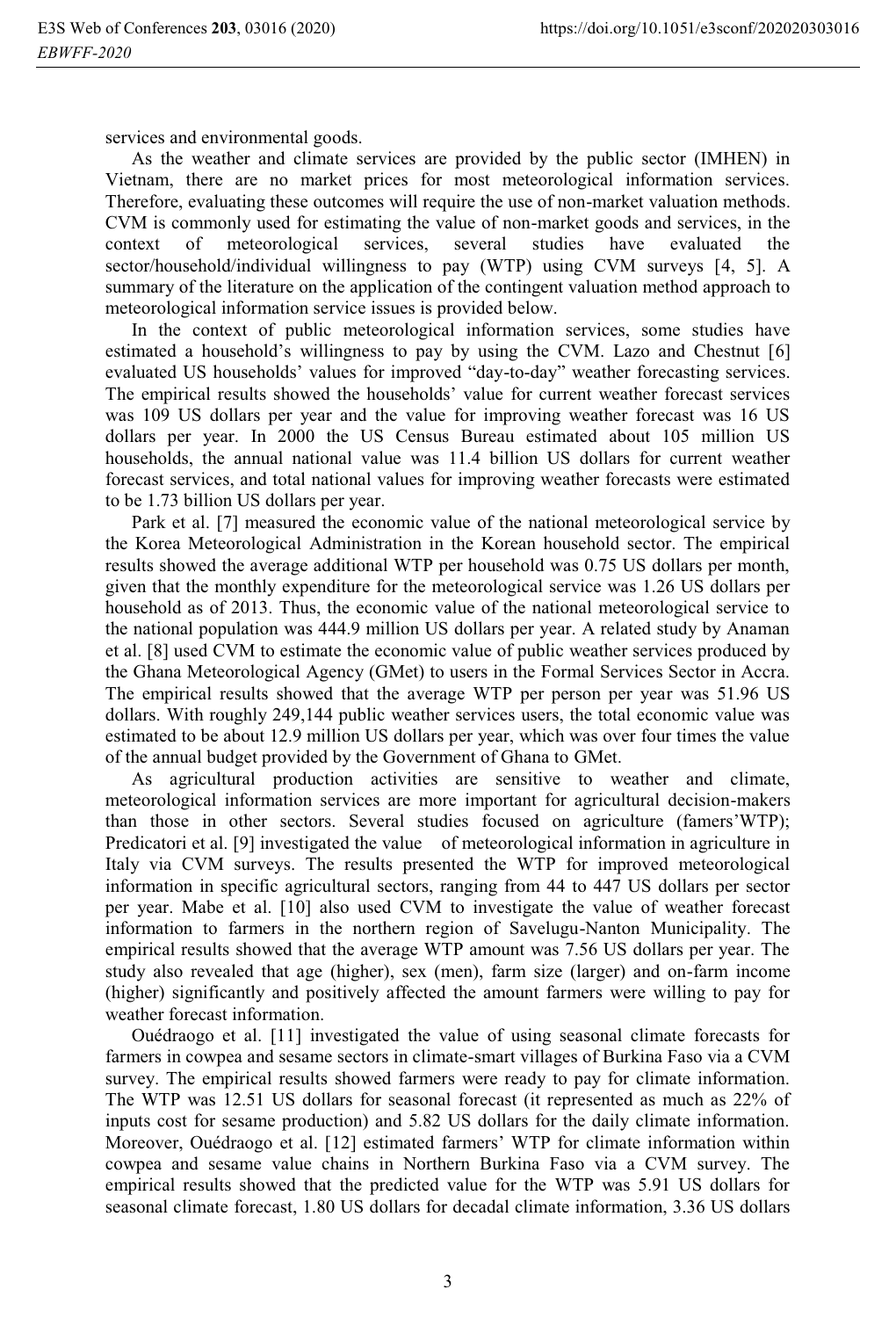services and environmental goods.

As the weather and climate services are provided by the public sector (IMHEN) in Vietnam, there are no market prices for most meteorological information services. Therefore, evaluating these outcomes will require the use of non-market valuation methods. CVM is commonly used for estimating the value of non-market goods and services, in the context of meteorological services, several studies have evaluated the sector/household/individual willingness to pay (WTP) using CVM surveys [4, 5]. A summary of the literature on the application of the contingent valuation method approach to meteorological information service issues is provided below.

In the context of public meteorological information services, some studies have estimated a household's willingness to pay by using the CVM. Lazo and Chestnut [6] evaluated US households' values for improved "day-to-day" weather forecasting services. The empirical results showed the households' value for current weather forecast services was 109 US dollars per year and the value for improving weather forecast was 16 US dollars per year. In 2000 the US Census Bureau estimated about 105 million US households, the annual national value was 11.4 billion US dollars for current weather forecast services, and total national values for improving weather forecasts were estimated to be 1.73 billion US dollars per year.

Park et al. [7] measured the economic value of the national meteorological service by the Korea Meteorological Administration in the Korean household sector. The empirical results showed the average additional WTP per household was 0.75 US dollars per month, given that the monthly expenditure for the meteorological service was 1.26 US dollars per household as of 2013. Thus, the economic value of the national meteorological service to the national population was 444.9 million US dollars per year. A related study by Anaman et al. [8] used CVM to estimate the economic value of public weather services produced by the Ghana Meteorological Agency (GMet) to users in the Formal Services Sector in Accra. The empirical results showed that the average WTP per person per year was 51.96 US dollars. With roughly 249,144 public weather services users, the total economic value was estimated to be about 12.9 million US dollars per year, which was over four times the value of the annual budget provided by the Government of Ghana to GMet.

As agricultural production activities are sensitive to weather and climate, meteorological information services are more important for agricultural decision-makers than those in other sectors. Several studies focused on agriculture (famers'WTP); Predicatori et al. [9] investigated the value of meteorological information in agriculture in Italy via CVM surveys. The results presented the WTP for improved meteorological information in specific agricultural sectors, ranging from 44 to 447 US dollars per sector per year. Mabe et al. [10] also used CVM to investigate the value of weather forecast information to farmers in the northern region of Savelugu-Nanton Municipality. The empirical results showed that the average WTP amount was 7.56 US dollars per year. The study also revealed that age (higher), sex (men), farm size (larger) and on-farm income (higher) significantly and positively affected the amount farmers were willing to pay for weather forecast information.

Ouédraogo et al. [11] investigated the value of using seasonal climate forecasts for farmers in cowpea and sesame sectors in climate-smart villages of Burkina Faso via a CVM survey. The empirical results showed farmers were ready to pay for climate information. The WTP was 12.51 US dollars for seasonal forecast (it represented as much as 22% of inputs cost for sesame production) and 5.82 US dollars for the daily climate information. Moreover, Ouédraogo et al. [12] estimated farmers' WTP for climate information within cowpea and sesame value chains in Northern Burkina Faso via a CVM survey. The empirical results showed that the predicted value for the WTP was 5.91 US dollars for seasonal climate forecast, 1.80 US dollars for decadal climate information, 3.36 US dollars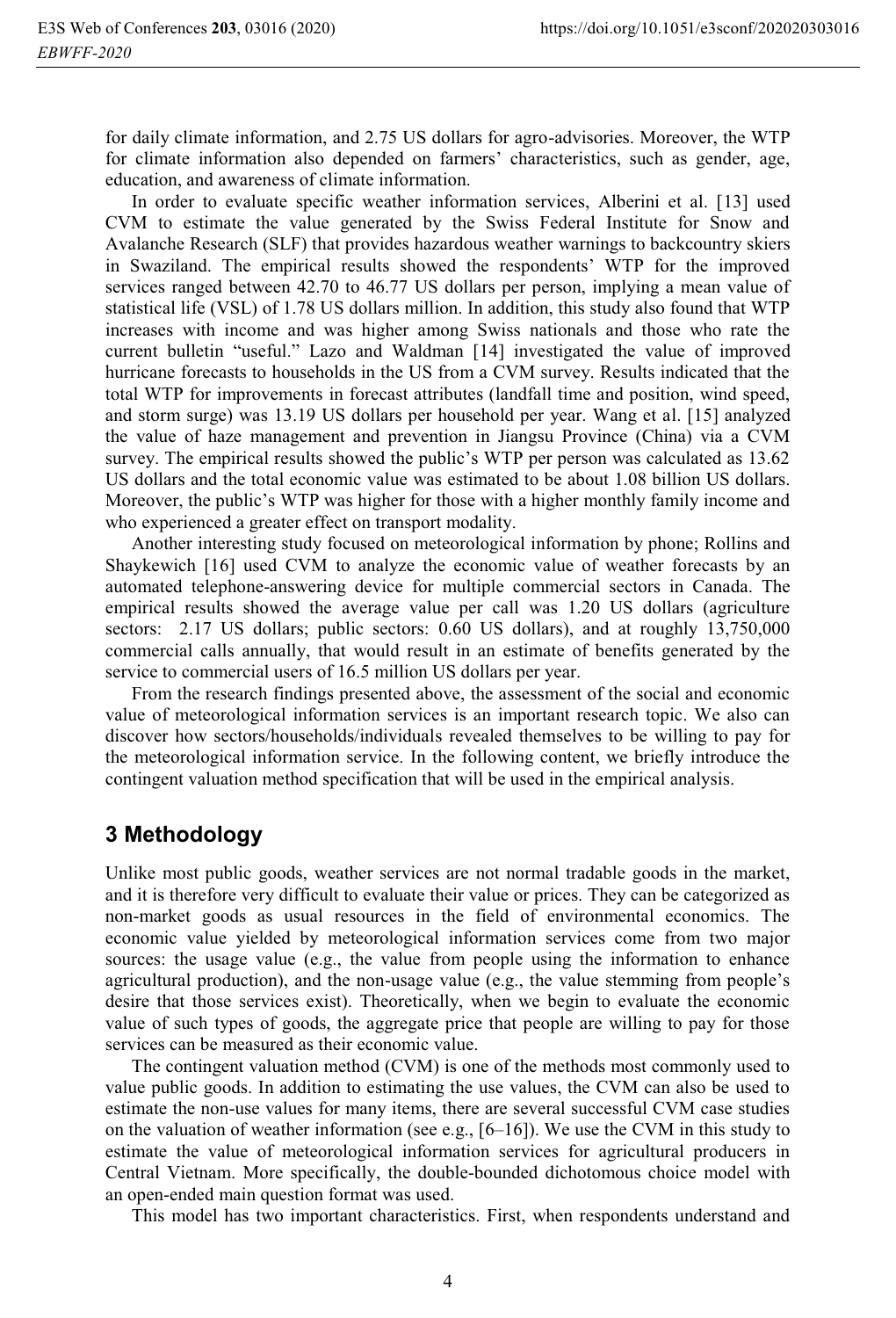for daily climate information, and 2.75 US dollars for agro-advisories. Moreover, the WTP for climate information also depended on farmers' characteristics, such as gender, age, education, and awareness of climate information.

In order to evaluate specific weather information services, Alberini et al. [13] used CVM to estimate the value generated by the Swiss Federal Institute for Snow and Avalanche Research (SLF) that provides hazardous weather warnings to backcountry skiers in Swaziland. The empirical results showed the respondents' WTP for the improved services ranged between 42.70 to 46.77 US dollars per person, implying a mean value of statistical life (VSL) of 1.78 US dollars million. In addition, this study also found that WTP increases with income and was higher among Swiss nationals and those who rate the current bulletin "useful." Lazo and Waldman [14] investigated the value of improved hurricane forecasts to households in the US from a CVM survey. Results indicated that the total WTP for improvements in forecast attributes (landfall time and position, wind speed, and storm surge) was 13.19 US dollars per household per year. Wang et al. [15] analyzed the value of haze management and prevention in Jiangsu Province (China) via a CVM survey. The empirical results showed the public's WTP per person was calculated as 13.62 US dollars and the total economic value was estimated to be about 1.08 billion US dollars. Moreover, the public's WTP was higher for those with a higher monthly family income and who experienced a greater effect on transport modality.

Another interesting study focused on meteorological information by phone; Rollins and Shaykewich [16] used CVM to analyze the economic value of weather forecasts by an automated telephone-answering device for multiple commercial sectors in Canada. The empirical results showed the average value per call was 1.20 US dollars (agriculture sectors: 2.17 US dollars; public sectors: 0.60 US dollars), and at roughly 13,750,000 commercial calls annually, that would result in an estimate of benefits generated by the service to commercial users of 16.5 million US dollars per year.

From the research findings presented above, the assessment of the social and economic value of meteorological information services is an important research topic. We also can discover how sectors/households/individuals revealed themselves to be willing to pay for the meteorological information service. In the following content, we briefly introduce the contingent valuation method specification that will be used in the empirical analysis.

## 3 Methodology

Unlike most public goods, weather services are not normal tradable goods in the market, and it is therefore very difficult to evaluate their value or prices. They can be categorized as non-market goods as usual resources in the field of environmental economics. The economic value yielded by meteorological information services come from two major sources: the usage value (e.g., the value from people using the information to enhance agricultural production), and the non-usage value (e.g., the value stemming from people's desire that those services exist). Theoretically, when we begin to evaluate the economic value of such types of goods, the aggregate price that people are willing to pay for those services can be measured as their economic value.

The contingent valuation method (CVM) is one of the methods most commonly used to value public goods. In addition to estimating the use values, the CVM can also be used to estimate the non-use values for many items, there are several successful CVM case studies on the valuation of weather information (see e.g., [6–16]). We use the CVM in this study to estimate the value of meteorological information services for agricultural producers in Central Vietnam. More specifically, the double-bounded dichotomous choice model with an open-ended main question format was used.

This model has two important characteristics. First, when respondents understand and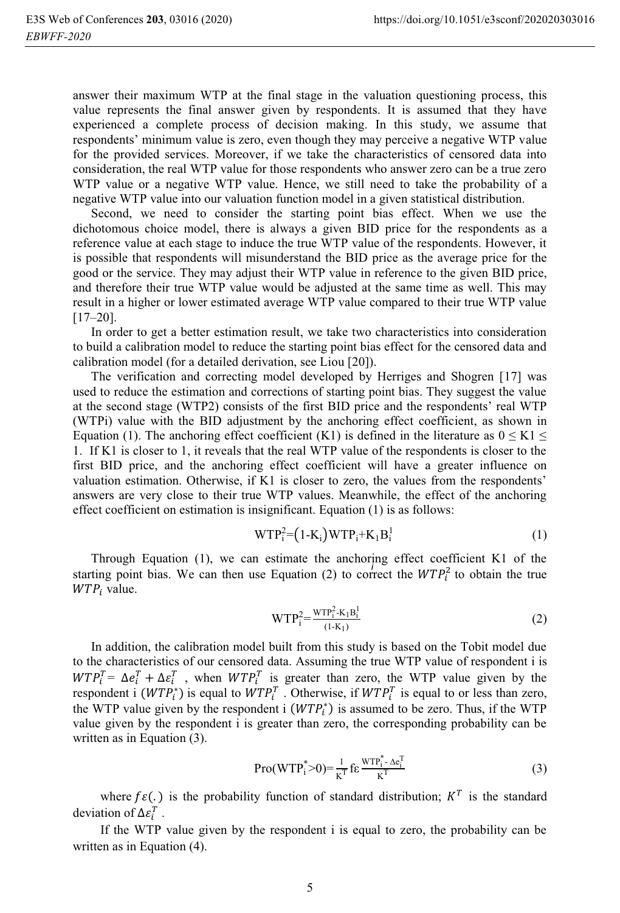answer their maximum WTP at the final stage in the valuation questioning process, this value represents the final answer given by respondents. It is assumed that they have experienced a complete process of decision making. In this study, we assume that respondents' minimum value is zero, even though they may perceive a negative WTP value for the provided services. Moreover, if we take the characteristics of censored data into consideration, the real WTP value for those respondents who answer zero can be a true zero WTP value or a negative WTP value. Hence, we still need to take the probability of a negative WTP value into our valuation function model in a given statistical distribution.

Second, we need to consider the starting point bias effect. When we use the dichotomous choice model, there is always a given BID price for the respondents as a reference value at each stage to induce the true WTP value of the respondents. However, it is possible that respondents will misunderstand the BID price as the average price for the good or the service. They may adjust their WTP value in reference to the given BID price, and therefore their true WTP value would be adjusted at the same time as well. This may result in a higher or lower estimated average WTP value compared to their true WTP value [17–20].

In order to get a better estimation result, we take two characteristics into consideration to build a calibration model to reduce the starting point bias effect for the censored data and calibration model (for a detailed derivation, see Liou [20]).

The verification and correcting model developed by Herriges and Shogren [17] was used to reduce the estimation and corrections of starting point bias. They suggest the value at the second stage (WTP2) consists of the first BID price and the respondents' real WTP (WTPi) value with the BID adjustment by the anchoring effect coefficient, as shown in Equation (1). The anchoring effect coefficient (K1) is defined in the literature as $0 \leq K1 \leq 1$. If K1 is closer to 1, it reveals that the real WTP value of the respondents is closer to the first BID price, and the anchoring effect coefficient will have a greater influence on valuation estimation. Otherwise, if K1 is closer to zero, the values from the respondents' answers are very close to their true WTP values. Meanwhile, the effect of the anchoring effect coefficient on estimation is insignificant. Equation (1) is as follows:

$$WTP_i^2 = (1-K_i)WTP_i + K_1 B_i^1 \quad (1)$$

Through Equation (1), we can estimate the anchoring effect coefficient K1 of the starting point bias. We can then use Equation (2) to correct the $WTP_i^2$ to obtain the true $WTP_i$ value.

$$WTP_i^2 = \frac{WTP_i^2 - K_1 B_i^1}{(1-K_1)} \quad (2)$$

In addition, the calibration model built from this study is based on the Tobit model due to the characteristics of our censored data. Assuming the true WTP value of respondent i is $WTP_i^T = \Delta e_i^T + \Delta \varepsilon_i^T$ , when $WTP_i^T$ is greater than zero, the WTP value given by the respondent i ($WTP_i^*$) is equal to $WTP_i^T$ . Otherwise, if $WTP_i^T$ is equal to or less than zero, the WTP value given by the respondent i ($WTP_i^*$) is assumed to be zero. Thus, if the WTP value given by the respondent i is greater than zero, the corresponding probability can be written as in Equation (3).

$$\mathrm{Pro}(WTP_i^* > 0) = \frac{1}{K^T} f\varepsilon \frac{WTP_i^* - \Delta e_i^T}{K^T} \quad (3)$$

where $f\varepsilon(.)$ is the probability function of standard distribution; $K^T$ is the standard deviation of $\Delta\varepsilon_i^T$ .

If the WTP value given by the respondent i is equal to zero, the probability can be written as in Equation (4).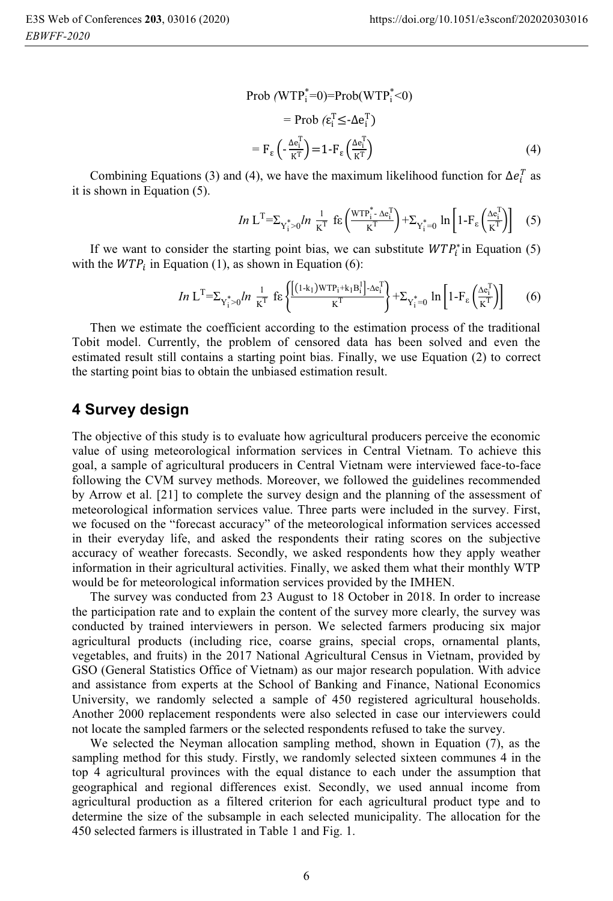$$\text{Prob}\,(WTP_i^*=0)=\text{Prob}(WTP_i^*<0)$$

$$= \text{Prob}\,(\varepsilon_i^T \leq -\Delta e_i^T)$$

$$= F_\varepsilon\left(-\frac{\Delta e_i^T}{K^T}\right)=1-F_\varepsilon\left(\frac{\Delta e_i^T}{K^T}\right) \quad (4)$$

Combining Equations (3) and (4), we have the maximum likelihood function for $\Delta e_i^T$ as it is shown in Equation (5).

$$\ln L^T=\Sigma_{Y_i^*>0} \ln \frac{1}{K^T}\ f\varepsilon\left(\frac{WTP_i^*-\Delta e_i^T}{K^T}\right)+\Sigma_{Y_i^*=0} \ln\left[1-F_\varepsilon\left(\frac{\Delta e_i^T}{K^T}\right)\right] \quad (5)$$

If we want to consider the starting point bias, we can substitute $WTP_i^*$ in Equation (5) with the $WTP_i$ in Equation (1), as shown in Equation (6):

$$\ln L^T=\Sigma_{Y_i^*>0} \ln \frac{1}{K^T}\ f\varepsilon\left\{\frac{\left[(1-k_1)WTP_i+k_1B_i^I\right]-\Delta e_i^T}{K^T}\right\}+\Sigma_{Y_i^*=0} \ln\left[1-F_\varepsilon\left(\frac{\Delta e_i^T}{K^T}\right)\right] \quad (6)$$

Then we estimate the coefficient according to the estimation process of the traditional Tobit model. Currently, the problem of censored data has been solved and even the estimated result still contains a starting point bias. Finally, we use Equation (2) to correct the starting point bias to obtain the unbiased estimation result.

## 4 Survey design

The objective of this study is to evaluate how agricultural producers perceive the economic value of using meteorological information services in Central Vietnam. To achieve this goal, a sample of agricultural producers in Central Vietnam were interviewed face-to-face following the CVM survey methods. Moreover, we followed the guidelines recommended by Arrow et al. [21] to complete the survey design and the planning of the assessment of meteorological information services value. Three parts were included in the survey. First, we focused on the "forecast accuracy" of the meteorological information services accessed in their everyday life, and asked the respondents their rating scores on the subjective accuracy of weather forecasts. Secondly, we asked respondents how they apply weather information in their agricultural activities. Finally, we asked them what their monthly WTP would be for meteorological information services provided by the IMHEN.

The survey was conducted from 23 August to 18 October in 2018. In order to increase the participation rate and to explain the content of the survey more clearly, the survey was conducted by trained interviewers in person. We selected farmers producing six major agricultural products (including rice, coarse grains, special crops, ornamental plants, vegetables, and fruits) in the 2017 National Agricultural Census in Vietnam, provided by GSO (General Statistics Office of Vietnam) as our major research population. With advice and assistance from experts at the School of Banking and Finance, National Economics University, we randomly selected a sample of 450 registered agricultural households. Another 2000 replacement respondents were also selected in case our interviewers could not locate the sampled farmers or the selected respondents refused to take the survey.

We selected the Neyman allocation sampling method, shown in Equation (7), as the sampling method for this study. Firstly, we randomly selected sixteen communes 4 in the top 4 agricultural provinces with the equal distance to each under the assumption that geographical and regional differences exist. Secondly, we used annual income from agricultural production as a filtered criterion for each agricultural product type and to determine the size of the subsample in each selected municipality. The allocation for the 450 selected farmers is illustrated in Table 1 and Fig. 1.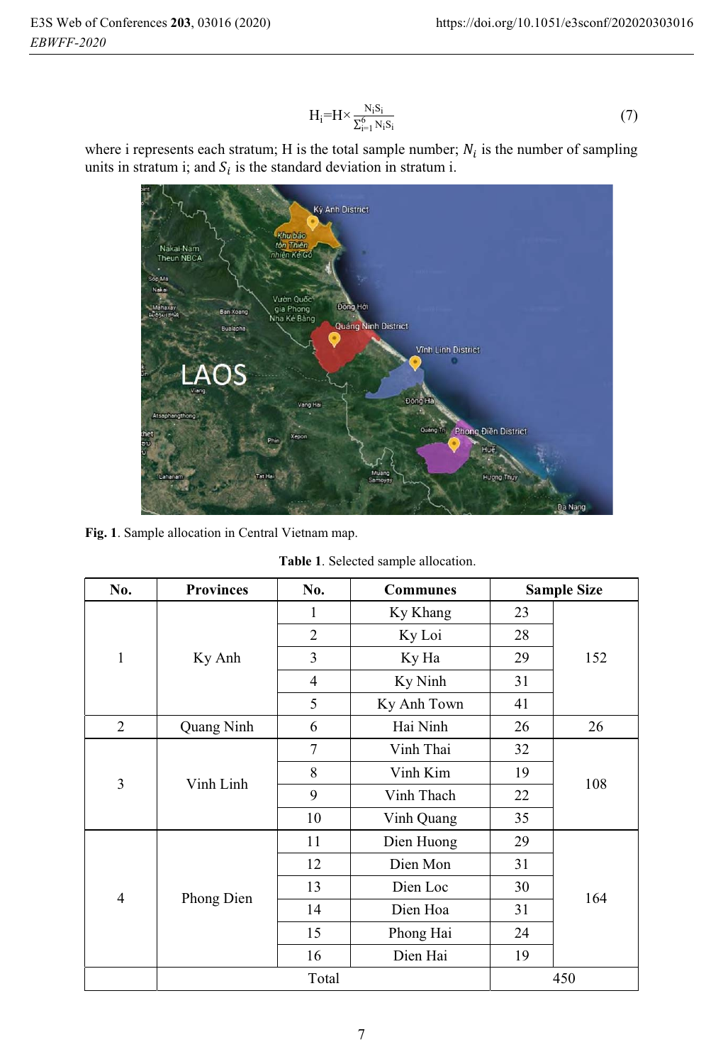$$H_i = H \times \frac{N_i S_i}{\sum_{i=1}^{6} N_i S_i} \quad (7)$$

where i represents each stratum; H is the total sample number; $N_i$ is the number of sampling units in stratum i; and $S_i$ is the standard deviation in stratum i.

**Fig. 1**. Sample allocation in Central Vietnam map.

**Table 1**. Selected sample allocation.

| No. | Provinces | No. | Communes | Sample Size | |
|---|---|---|---|---|---|
| 1 | Ky Anh | 1 | Ky Khang | 23 | 152 |
| | | 2 | Ky Loi | 28 | |
| | | 3 | Ky Ha | 29 | |
| | | 4 | Ky Ninh | 31 | |
| | | 5 | Ky Anh Town | 41 | |
| 2 | Quang Ninh | 6 | Hai Ninh | 26 | 26 |
| 3 | Vinh Linh | 7 | Vinh Thai | 32 | 108 |
| | | 8 | Vinh Kim | 19 | |
| | | 9 | Vinh Thach | 22 | |
| | | 10 | Vinh Quang | 35 | |
| 4 | Phong Dien | 11 | Dien Huong | 29 | 164 |
| | | 12 | Dien Mon | 31 | |
| | | 13 | Dien Loc | 30 | |
| | | 14 | Dien Hoa | 31 | |
| | | 15 | Phong Hai | 24 | |
| | | 16 | Dien Hai | 19 | |
| | Total | | | 450 | |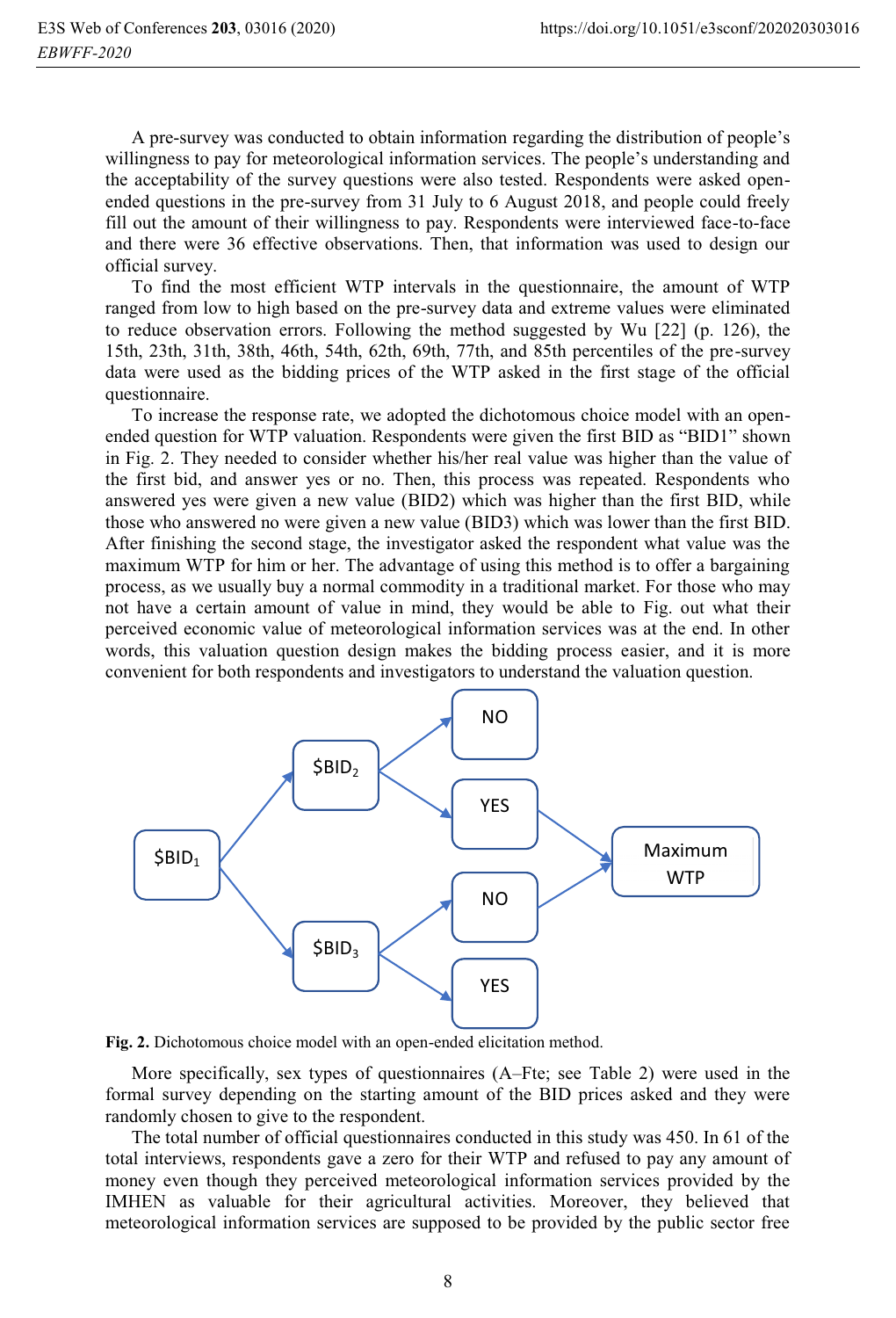A pre-survey was conducted to obtain information regarding the distribution of people's willingness to pay for meteorological information services. The people's understanding and the acceptability of the survey questions were also tested. Respondents were asked open-ended questions in the pre-survey from 31 July to 6 August 2018, and people could freely fill out the amount of their willingness to pay. Respondents were interviewed face-to-face and there were 36 effective observations. Then, that information was used to design our official survey.

To find the most efficient WTP intervals in the questionnaire, the amount of WTP ranged from low to high based on the pre-survey data and extreme values were eliminated to reduce observation errors. Following the method suggested by Wu [22] (p. 126), the 15th, 23th, 31th, 38th, 46th, 54th, 62th, 69th, 77th, and 85th percentiles of the pre-survey data were used as the bidding prices of the WTP asked in the first stage of the official questionnaire.

To increase the response rate, we adopted the dichotomous choice model with an open-ended question for WTP valuation. Respondents were given the first BID as "BID1" shown in Fig. 2. They needed to consider whether his/her real value was higher than the value of the first bid, and answer yes or no. Then, this process was repeated. Respondents who answered yes were given a new value (BID2) which was higher than the first BID, while those who answered no were given a new value (BID3) which was lower than the first BID. After finishing the second stage, the investigator asked the respondent what value was the maximum WTP for him or her. The advantage of using this method is to offer a bargaining process, as we usually buy a normal commodity in a traditional market. For those who may not have a certain amount of value in mind, they would be able to Fig. out what their perceived economic value of meteorological information services was at the end. In other words, this valuation question design makes the bidding process easier, and it is more convenient for both respondents and investigators to understand the valuation question.

$\$BID_1$ → $\$BID_2$ → NO / YES; $\$BID_1$ → $\$BID_3$ → NO / YES; → Maximum WTP

**Fig. 2.** Dichotomous choice model with an open-ended elicitation method.

More specifically, sex types of questionnaires (A–Fte; see Table 2) were used in the formal survey depending on the starting amount of the BID prices asked and they were randomly chosen to give to the respondent.

The total number of official questionnaires conducted in this study was 450. In 61 of the total interviews, respondents gave a zero for their WTP and refused to pay any amount of money even though they perceived meteorological information services provided by the IMHEN as valuable for their agricultural activities. Moreover, they believed that meteorological information services are supposed to be provided by the public sector free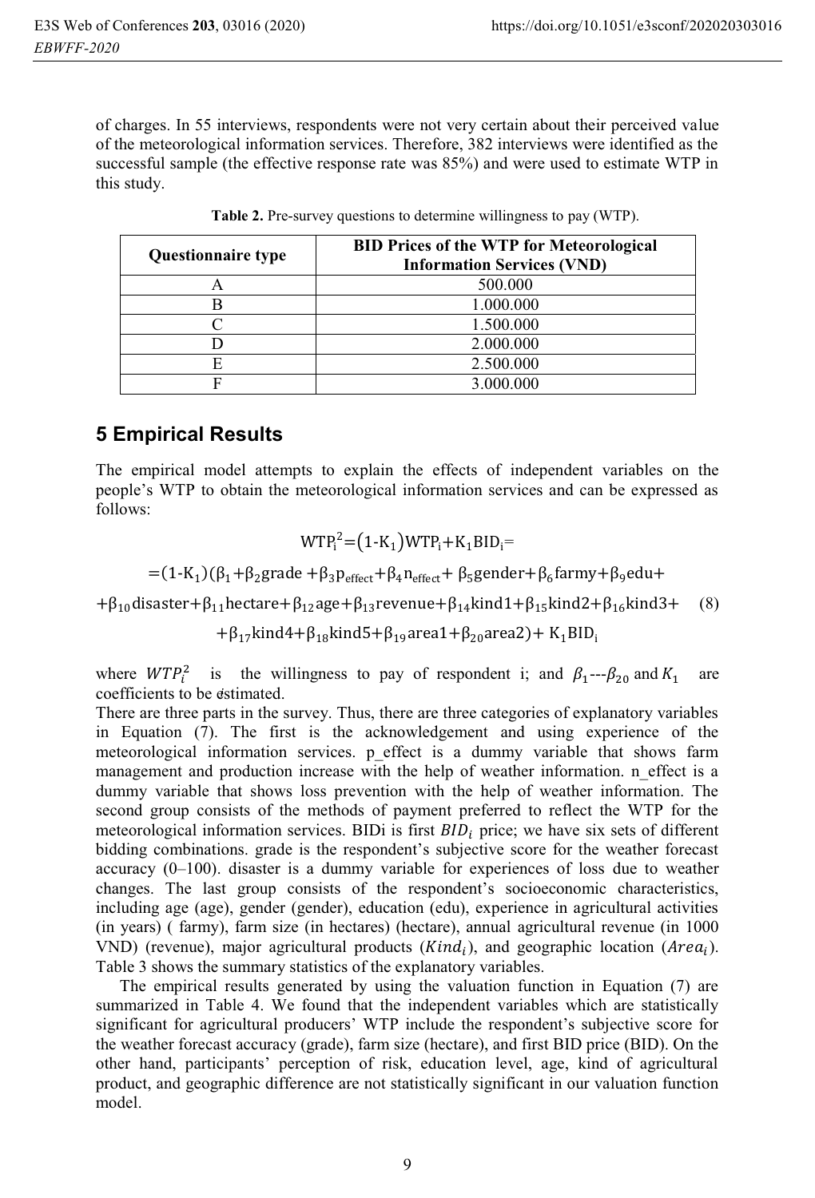of charges. In 55 interviews, respondents were not very certain about their perceived value of the meteorological information services. Therefore, 382 interviews were identified as the successful sample (the effective response rate was 85%) and were used to estimate WTP in this study.

**Table 2.** Pre-survey questions to determine willingness to pay (WTP).

| Questionnaire type | BID Prices of the WTP for Meteorological Information Services (VND) |
|---|---|
| A | 500.000 |
| B | 1.000.000 |
| C | 1.500.000 |
| D | 2.000.000 |
| E | 2.500.000 |
| F | 3.000.000 |

## 5 Empirical Results

The empirical model attempts to explain the effects of independent variables on the people's WTP to obtain the meteorological information services and can be expressed as follows:

$$\mathrm{WTP_i^2}=(1\text{-}\mathrm{K_1})\mathrm{WTP_i}+\mathrm{K_1}\mathrm{BID_i}=$$

$$=(1\text{-}\mathrm{K_1})(\beta_1+\beta_2\mathrm{grade}+\beta_3\mathrm{p_{effect}}+\beta_4\mathrm{n_{effect}}+\beta_5\mathrm{gender}+\beta_6\mathrm{farmy}+\beta_9\mathrm{edu}+$$

$$+\beta_{10}\mathrm{disaster}+\beta_{11}\mathrm{hectare}+\beta_{12}\mathrm{age}+\beta_{13}\mathrm{revenue}+\beta_{14}\mathrm{kind1}+\beta_{15}\mathrm{kind2}+\beta_{16}\mathrm{kind3}+ \quad (8)$$

$$+\beta_{17}\mathrm{kind4}+\beta_{18}\mathrm{kind5}+\beta_{19}\mathrm{area1}+\beta_{20}\mathrm{area2})+\mathrm{K_1}\mathrm{BID_i}$$

where $WTP_i^2$ is the willingness to pay of respondent i; and $\beta_1$---$\beta_{20}$ and $K_1$ are coefficients to be estimated.

There are three parts in the survey. Thus, there are three categories of explanatory variables in Equation (7). The first is the acknowledgement and using experience of the meteorological information services. p_effect is a dummy variable that shows farm management and production increase with the help of weather information. n_effect is a dummy variable that shows loss prevention with the help of weather information. The second group consists of the methods of payment preferred to reflect the WTP for the meteorological information services. BIDi is first $BID_i$ price; we have six sets of different bidding combinations. grade is the respondent's subjective score for the weather forecast accuracy (0–100). disaster is a dummy variable for experiences of loss due to weather changes. The last group consists of the respondent's socioeconomic characteristics, including age (age), gender (gender), education (edu), experience in agricultural activities (in years) ( farmy), farm size (in hectares) (hectare), annual agricultural revenue (in 1000 VND) (revenue), major agricultural products ($Kind_i$), and geographic location ($Area_i$). Table 3 shows the summary statistics of the explanatory variables.

The empirical results generated by using the valuation function in Equation (7) are summarized in Table 4. We found that the independent variables which are statistically significant for agricultural producers' WTP include the respondent's subjective score for the weather forecast accuracy (grade), farm size (hectare), and first BID price (BID). On the other hand, participants' perception of risk, education level, age, kind of agricultural product, and geographic difference are not statistically significant in our valuation function model.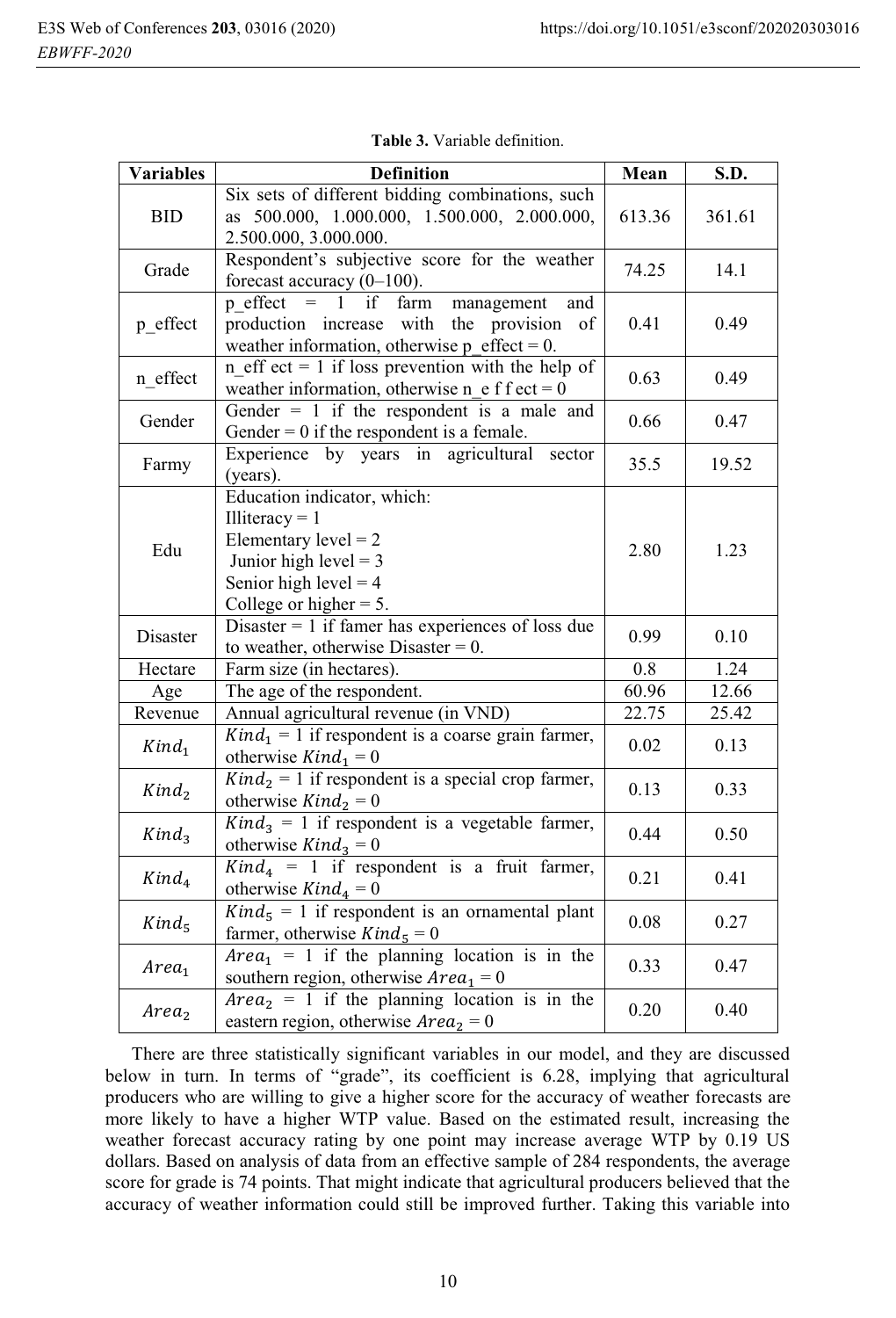**Table 3.** Variable definition.

| Variables | Definition | Mean | S.D. |
|---|---|---|---|
| BID | Six sets of different bidding combinations, such as 500.000, 1.000.000, 1.500.000, 2.000.000, 2.500.000, 3.000.000. | 613.36 | 361.61 |
| Grade | Respondent's subjective score for the weather forecast accuracy (0–100). | 74.25 | 14.1 |
| p_effect | p_effect = 1 if farm management and production increase with the provision of weather information, otherwise p_effect = 0. | 0.41 | 0.49 |
| n_effect | n_eff ect = 1 if loss prevention with the help of weather information, otherwise n_e f f ect = 0 | 0.63 | 0.49 |
| Gender | Gender = 1 if the respondent is a male and Gender = 0 if the respondent is a female. | 0.66 | 0.47 |
| Farmy | Experience by years in agricultural sector (years). | 35.5 | 19.52 |
| Edu | Education indicator, which:<br>Illiteracy = 1<br>Elementary level = 2<br>Junior high level = 3<br>Senior high level = 4<br>College or higher = 5. | 2.80 | 1.23 |
| Disaster | Disaster = 1 if famer has experiences of loss due to weather, otherwise Disaster = 0. | 0.99 | 0.10 |
| Hectare | Farm size (in hectares). | 0.8 | 1.24 |
| Age | The age of the respondent. | 60.96 | 12.66 |
| Revenue | Annual agricultural revenue (in VND) | 22.75 | 25.42 |
| $Kind_1$ | $Kind_1$ = 1 if respondent is a coarse grain farmer, otherwise $Kind_1$ = 0 | 0.02 | 0.13 |
| $Kind_2$ | $Kind_2$ = 1 if respondent is a special crop farmer, otherwise $Kind_2$ = 0 | 0.13 | 0.33 |
| $Kind_3$ | $Kind_3$ = 1 if respondent is a vegetable farmer, otherwise $Kind_3$ = 0 | 0.44 | 0.50 |
| $Kind_4$ | $Kind_4$ = 1 if respondent is a fruit farmer, otherwise $Kind_4$ = 0 | 0.21 | 0.41 |
| $Kind_5$ | $Kind_5$ = 1 if respondent is an ornamental plant farmer, otherwise $Kind_5$ = 0 | 0.08 | 0.27 |
| $Area_1$ | $Area_1$ = 1 if the planning location is in the southern region, otherwise $Area_1$ = 0 | 0.33 | 0.47 |
| $Area_2$ | $Area_2$ = 1 if the planning location is in the eastern region, otherwise $Area_2$ = 0 | 0.20 | 0.40 |

There are three statistically significant variables in our model, and they are discussed below in turn. In terms of "grade", its coefficient is 6.28, implying that agricultural producers who are willing to give a higher score for the accuracy of weather forecasts are more likely to have a higher WTP value. Based on the estimated result, increasing the weather forecast accuracy rating by one point may increase average WTP by 0.19 US dollars. Based on analysis of data from an effective sample of 284 respondents, the average score for grade is 74 points. That might indicate that agricultural producers believed that the accuracy of weather information could still be improved further. Taking this variable into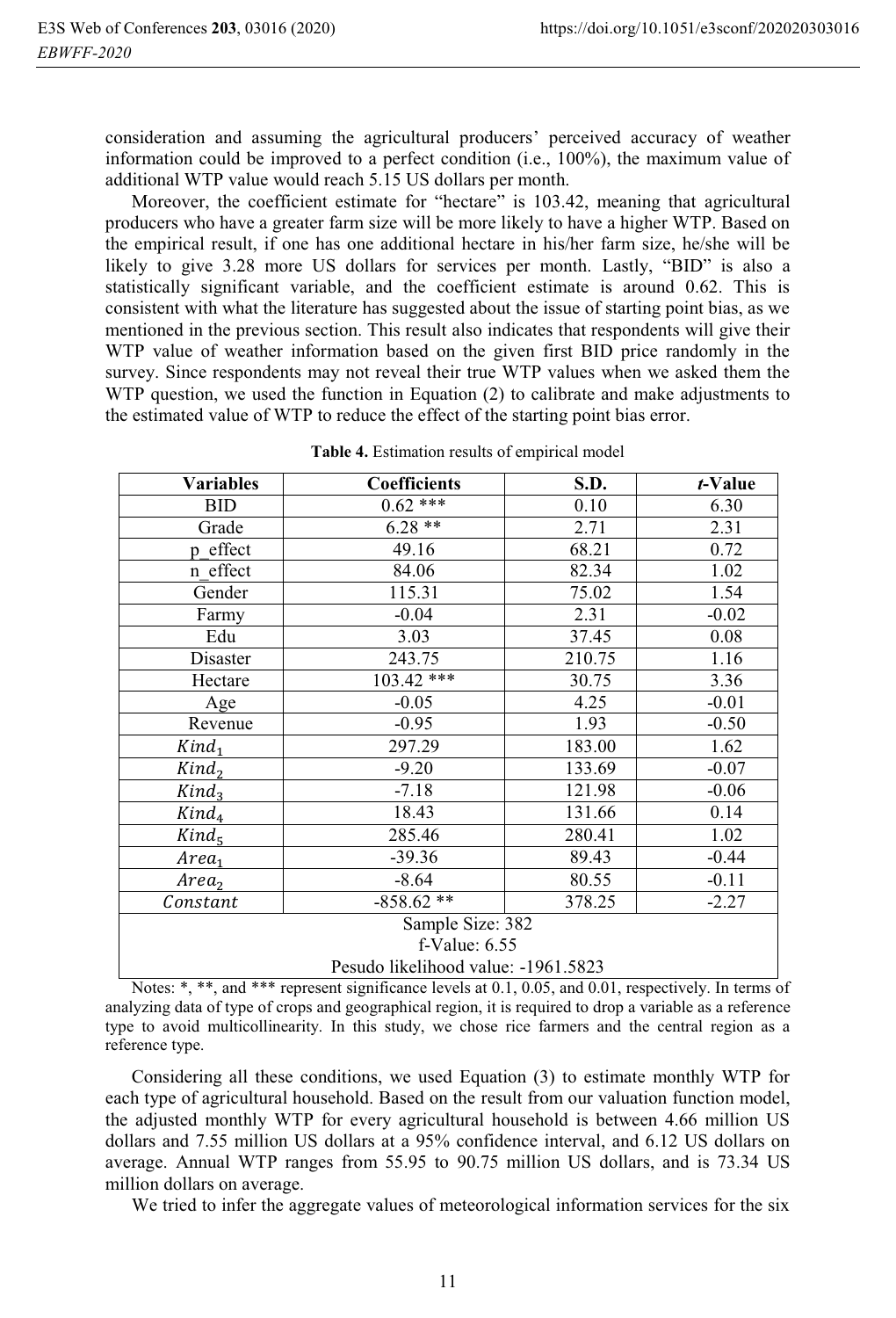consideration and assuming the agricultural producers' perceived accuracy of weather information could be improved to a perfect condition (i.e., 100%), the maximum value of additional WTP value would reach 5.15 US dollars per month.

Moreover, the coefficient estimate for "hectare" is 103.42, meaning that agricultural producers who have a greater farm size will be more likely to have a higher WTP. Based on the empirical result, if one has one additional hectare in his/her farm size, he/she will be likely to give 3.28 more US dollars for services per month. Lastly, "BID" is also a statistically significant variable, and the coefficient estimate is around 0.62. This is consistent with what the literature has suggested about the issue of starting point bias, as we mentioned in the previous section. This result also indicates that respondents will give their WTP value of weather information based on the given first BID price randomly in the survey. Since respondents may not reveal their true WTP values when we asked them the WTP question, we used the function in Equation (2) to calibrate and make adjustments to the estimated value of WTP to reduce the effect of the starting point bias error.

**Table 4.** Estimation results of empirical model

| Variables | Coefficients | S.D. | *t*-Value |
|---|---|---|---|
| BID | 0.62 *** | 0.10 | 6.30 |
| Grade | 6.28 ** | 2.71 | 2.31 |
| p_effect | 49.16 | 68.21 | 0.72 |
| n_effect | 84.06 | 82.34 | 1.02 |
| Gender | 115.31 | 75.02 | 1.54 |
| Farmy | -0.04 | 2.31 | -0.02 |
| Edu | 3.03 | 37.45 | 0.08 |
| Disaster | 243.75 | 210.75 | 1.16 |
| Hectare | 103.42 *** | 30.75 | 3.36 |
| Age | -0.05 | 4.25 | -0.01 |
| Revenue | -0.95 | 1.93 | -0.50 |
| $Kind_1$ | 297.29 | 183.00 | 1.62 |
| $Kind_2$ | -9.20 | 133.69 | -0.07 |
| $Kind_3$ | -7.18 | 121.98 | -0.06 |
| $Kind_4$ | 18.43 | 131.66 | 0.14 |
| $Kind_5$ | 285.46 | 280.41 | 1.02 |
| $Area_1$ | -39.36 | 89.43 | -0.44 |
| $Area_2$ | -8.64 | 80.55 | -0.11 |
| $Constant$ | -858.62 ** | 378.25 | -2.27 |
| Sample Size: 382 | | | |
| f-Value: 6.55 | | | |
| Pesudo likelihood value: -1961.5823 | | | |

Notes: *, **, and *** represent significance levels at 0.1, 0.05, and 0.01, respectively. In terms of analyzing data of type of crops and geographical region, it is required to drop a variable as a reference type to avoid multicollinearity. In this study, we chose rice farmers and the central region as a reference type.

Considering all these conditions, we used Equation (3) to estimate monthly WTP for each type of agricultural household. Based on the result from our valuation function model, the adjusted monthly WTP for every agricultural household is between 4.66 million US dollars and 7.55 million US dollars at a 95% confidence interval, and 6.12 US dollars on average. Annual WTP ranges from 55.95 to 90.75 million US dollars, and is 73.34 US million dollars on average.

We tried to infer the aggregate values of meteorological information services for the six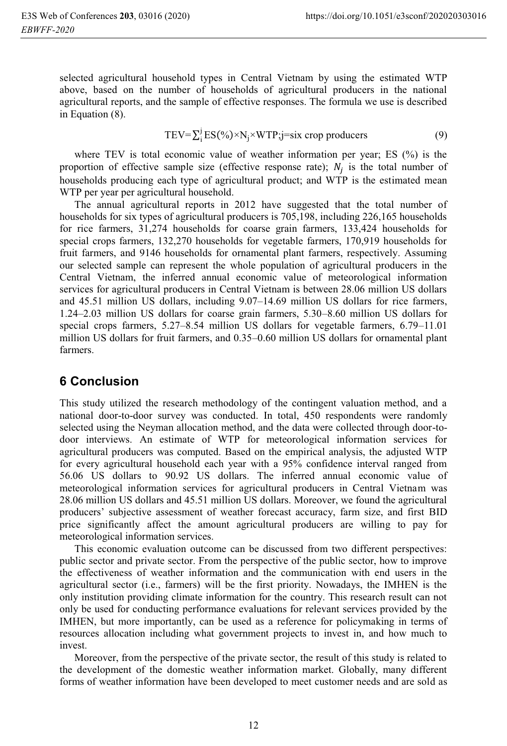selected agricultural household types in Central Vietnam by using the estimated WTP above, based on the number of households of agricultural producers in the national agricultural reports, and the sample of effective responses. The formula we use is described in Equation (8).

$$\mathrm{TEV}=\sum_{i}^{j}\mathrm{ES}(\%)\times\mathrm{N_j}\times\mathrm{WTP};\mathrm{j=six\ crop\ producers} \tag{9}$$

where TEV is total economic value of weather information per year; ES (%) is the proportion of effective sample size (effective response rate); $N_j$ is the total number of households producing each type of agricultural product; and WTP is the estimated mean WTP per year per agricultural household.

The annual agricultural reports in 2012 have suggested that the total number of households for six types of agricultural producers is 705,198, including 226,165 households for rice farmers, 31,274 households for coarse grain farmers, 133,424 households for special crops farmers, 132,270 households for vegetable farmers, 170,919 households for fruit farmers, and 9146 households for ornamental plant farmers, respectively. Assuming our selected sample can represent the whole population of agricultural producers in the Central Vietnam, the inferred annual economic value of meteorological information services for agricultural producers in Central Vietnam is between 28.06 million US dollars and 45.51 million US dollars, including 9.07–14.69 million US dollars for rice farmers, 1.24–2.03 million US dollars for coarse grain farmers, 5.30–8.60 million US dollars for special crops farmers, 5.27–8.54 million US dollars for vegetable farmers, 6.79–11.01 million US dollars for fruit farmers, and 0.35–0.60 million US dollars for ornamental plant farmers.

## 6 Conclusion

This study utilized the research methodology of the contingent valuation method, and a national door-to-door survey was conducted. In total, 450 respondents were randomly selected using the Neyman allocation method, and the data were collected through door-to-door interviews. An estimate of WTP for meteorological information services for agricultural producers was computed. Based on the empirical analysis, the adjusted WTP for every agricultural household each year with a 95% confidence interval ranged from 56.06 US dollars to 90.92 US dollars. The inferred annual economic value of meteorological information services for agricultural producers in Central Vietnam was 28.06 million US dollars and 45.51 million US dollars. Moreover, we found the agricultural producers' subjective assessment of weather forecast accuracy, farm size, and first BID price significantly affect the amount agricultural producers are willing to pay for meteorological information services.

This economic evaluation outcome can be discussed from two different perspectives: public sector and private sector. From the perspective of the public sector, how to improve the effectiveness of weather information and the communication with end users in the agricultural sector (i.e., farmers) will be the first priority. Nowadays, the IMHEN is the only institution providing climate information for the country. This research result can not only be used for conducting performance evaluations for relevant services provided by the IMHEN, but more importantly, can be used as a reference for policymaking in terms of resources allocation including what government projects to invest in, and how much to invest.

Moreover, from the perspective of the private sector, the result of this study is related to the development of the domestic weather information market. Globally, many different forms of weather information have been developed to meet customer needs and are sold as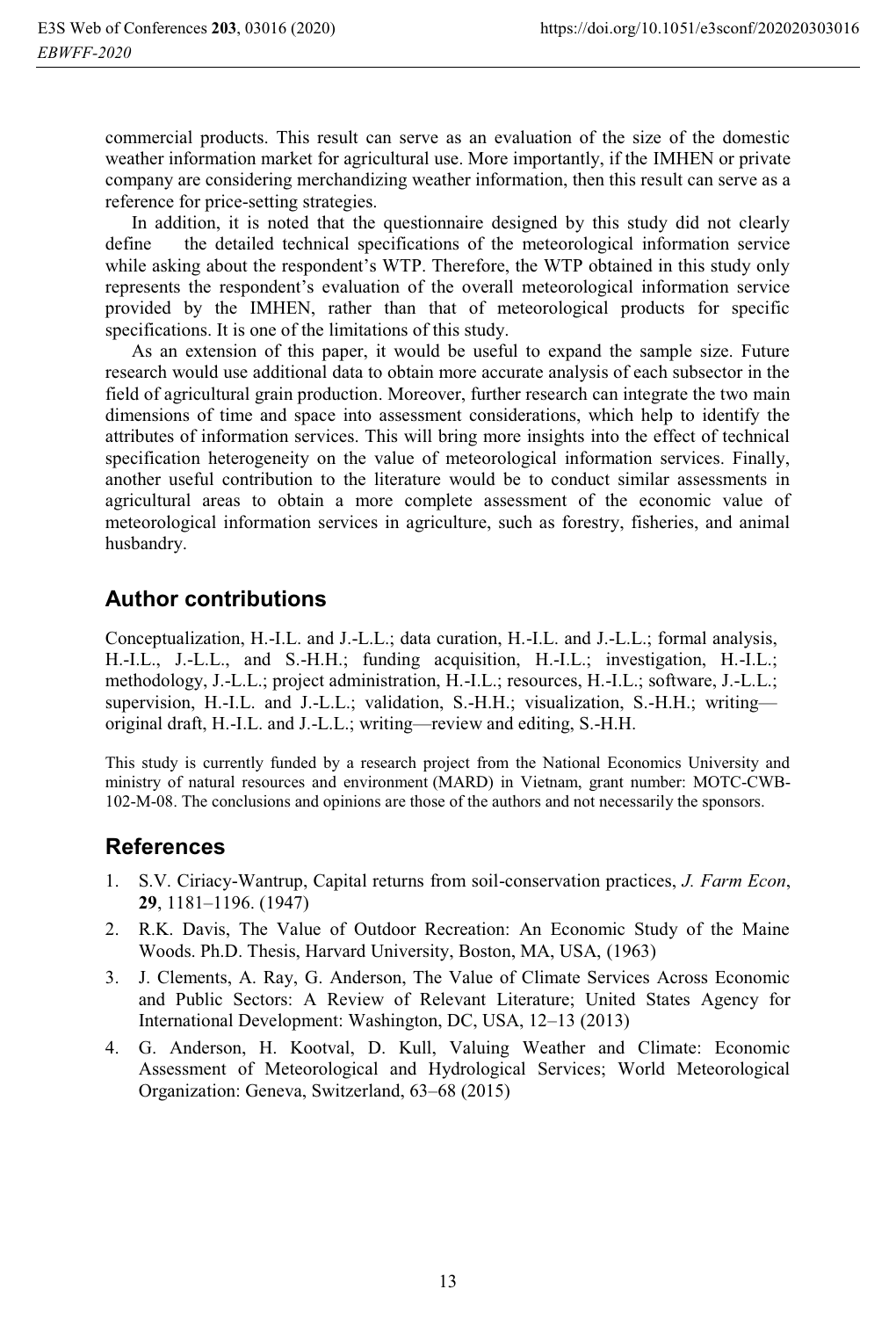commercial products. This result can serve as an evaluation of the size of the domestic weather information market for agricultural use. More importantly, if the IMHEN or private company are considering merchandizing weather information, then this result can serve as a reference for price-setting strategies.

In addition, it is noted that the questionnaire designed by this study did not clearly define the detailed technical specifications of the meteorological information service while asking about the respondent's WTP. Therefore, the WTP obtained in this study only represents the respondent's evaluation of the overall meteorological information service provided by the IMHEN, rather than that of meteorological products for specific specifications. It is one of the limitations of this study.

As an extension of this paper, it would be useful to expand the sample size. Future research would use additional data to obtain more accurate analysis of each subsector in the field of agricultural grain production. Moreover, further research can integrate the two main dimensions of time and space into assessment considerations, which help to identify the attributes of information services. This will bring more insights into the effect of technical specification heterogeneity on the value of meteorological information services. Finally, another useful contribution to the literature would be to conduct similar assessments in agricultural areas to obtain a more complete assessment of the economic value of meteorological information services in agriculture, such as forestry, fisheries, and animal husbandry.

## Author contributions

Conceptualization, H.-I.L. and J.-L.L.; data curation, H.-I.L. and J.-L.L.; formal analysis, H.-I.L., J.-L.L., and S.-H.H.; funding acquisition, H.-I.L.; investigation, H.-I.L.; methodology, J.-L.L.; project administration, H.-I.L.; resources, H.-I.L.; software, J.-L.L.; supervision, H.-I.L. and J.-L.L.; validation, S.-H.H.; visualization, S.-H.H.; writing—original draft, H.-I.L. and J.-L.L.; writing—review and editing, S.-H.H.

This study is currently funded by a research project from the National Economics University and ministry of natural resources and environment (MARD) in Vietnam, grant number: MOTC-CWB-102-M-08. The conclusions and opinions are those of the authors and not necessarily the sponsors.

## References

1. S.V. Ciriacy-Wantrup, Capital returns from soil-conservation practices, *J. Farm Econ*, **29**, 1181–1196. (1947)
2. R.K. Davis, The Value of Outdoor Recreation: An Economic Study of the Maine Woods. Ph.D. Thesis, Harvard University, Boston, MA, USA, (1963)
3. J. Clements, A. Ray, G. Anderson, The Value of Climate Services Across Economic and Public Sectors: A Review of Relevant Literature; United States Agency for International Development: Washington, DC, USA, 12–13 (2013)
4. G. Anderson, H. Kootval, D. Kull, Valuing Weather and Climate: Economic Assessment of Meteorological and Hydrological Services; World Meteorological Organization: Geneva, Switzerland, 63–68 (2015)